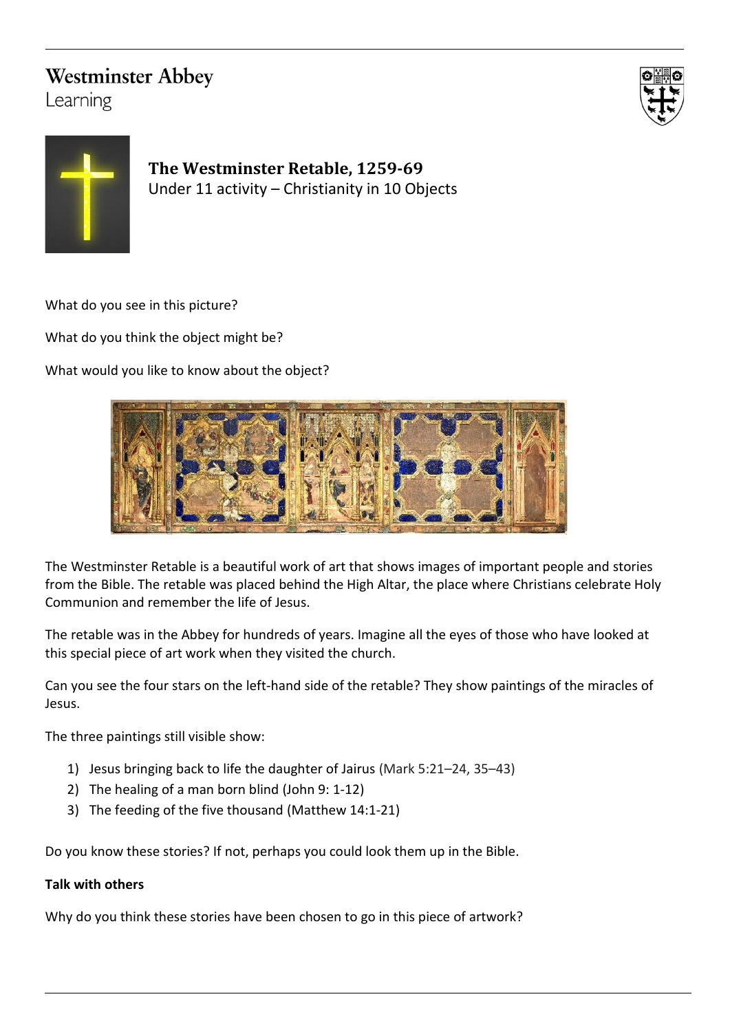Westminster Abbey
Learning

## The Westminster Retable, 1259-69

Under 11 activity – Christianity in 10 Objects

What do you see in this picture?

What do you think the object might be?

What would you like to know about the object?

The Westminster Retable is a beautiful work of art that shows images of important people and stories from the Bible. The retable was placed behind the High Altar, the place where Christians celebrate Holy Communion and remember the life of Jesus.

The retable was in the Abbey for hundreds of years. Imagine all the eyes of those who have looked at this special piece of art work when they visited the church.

Can you see the four stars on the left-hand side of the retable? They show paintings of the miracles of Jesus.

The three paintings still visible show:

1) Jesus bringing back to life the daughter of Jairus (Mark 5:21–24, 35–43)
2) The healing of a man born blind (John 9: 1-12)
3) The feeding of the five thousand (Matthew 14:1-21)

Do you know these stories? If not, perhaps you could look them up in the Bible.

**Talk with others**

Why do you think these stories have been chosen to go in this piece of artwork?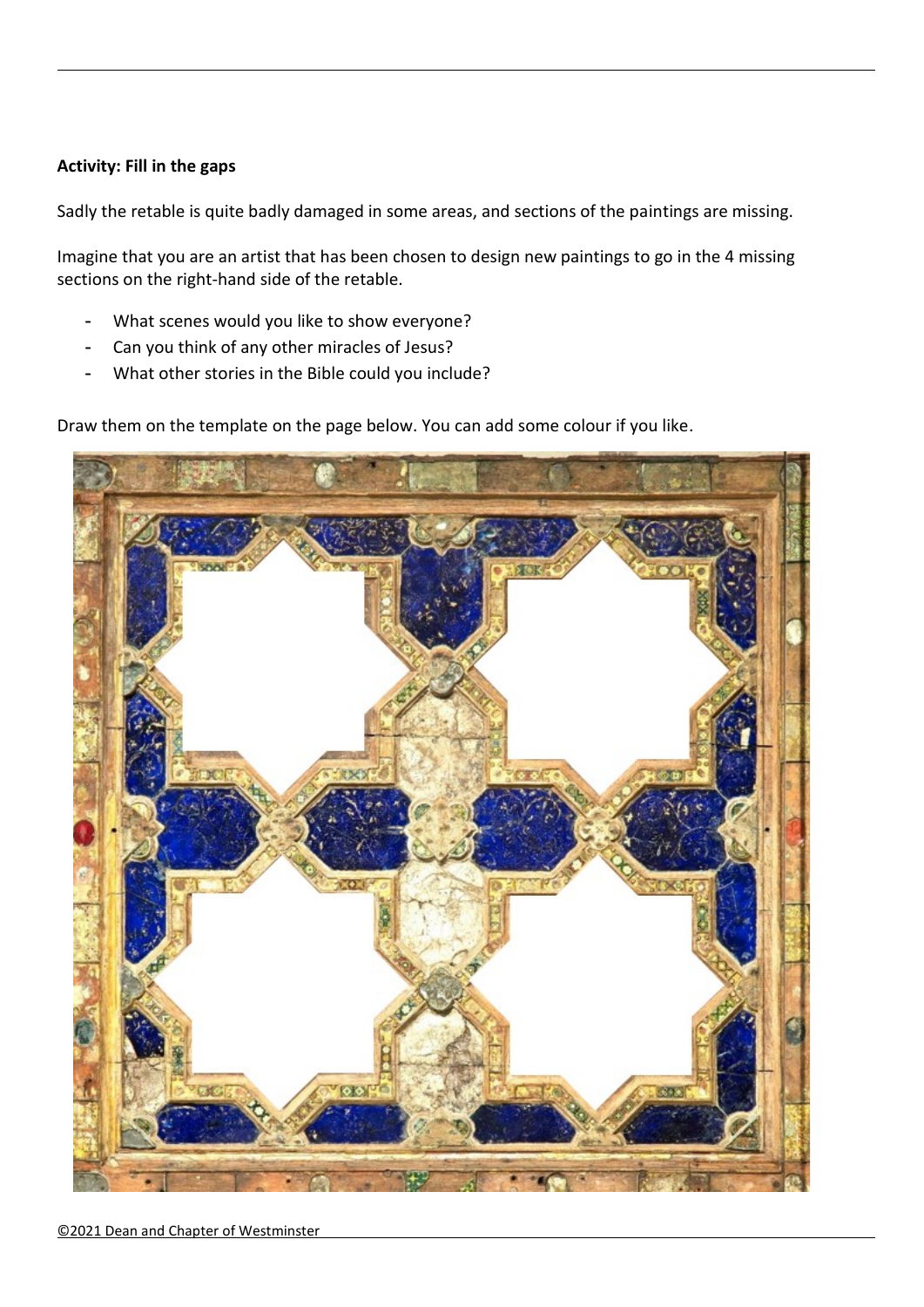**Activity: Fill in the gaps**

Sadly the retable is quite badly damaged in some areas, and sections of the paintings are missing.

Imagine that you are an artist that has been chosen to design new paintings to go in the 4 missing sections on the right-hand side of the retable.

- What scenes would you like to show everyone?
- Can you think of any other miracles of Jesus?
- What other stories in the Bible could you include?

Draw them on the template on the page below. You can add some colour if you like.

©2021 Dean and Chapter of Westminster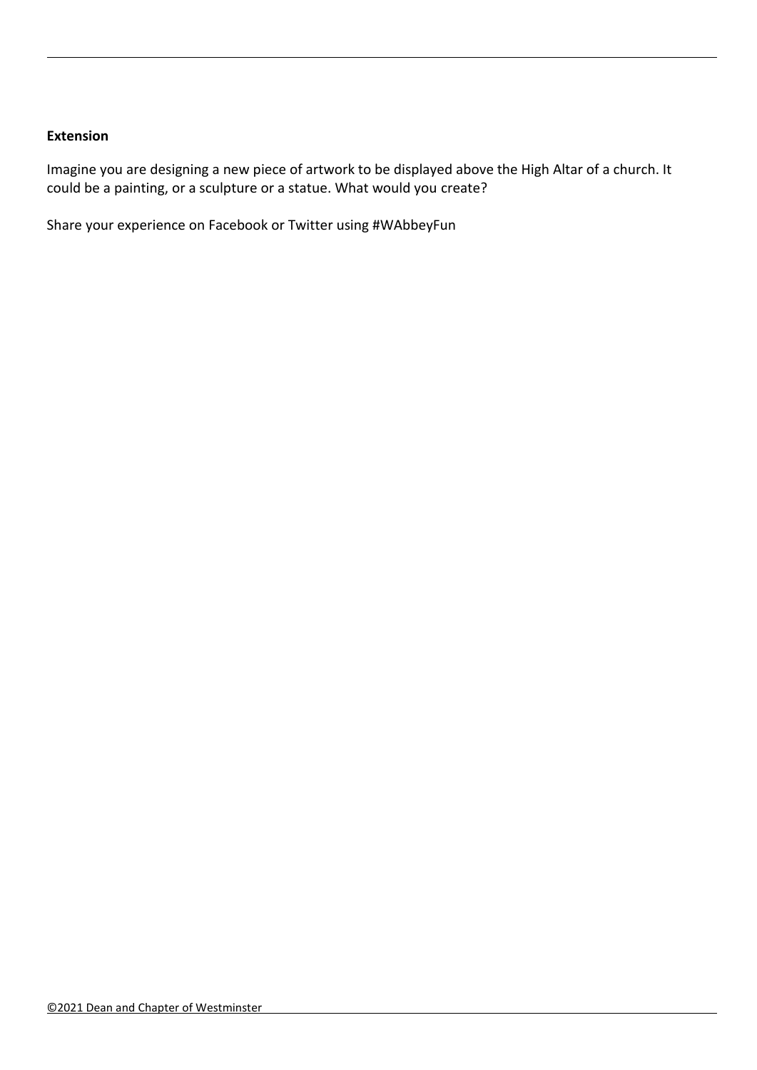**Extension**

Imagine you are designing a new piece of artwork to be displayed above the High Altar of a church. It could be a painting, or a sculpture or a statue. What would you create?

Share your experience on Facebook or Twitter using #WAbbeyFun